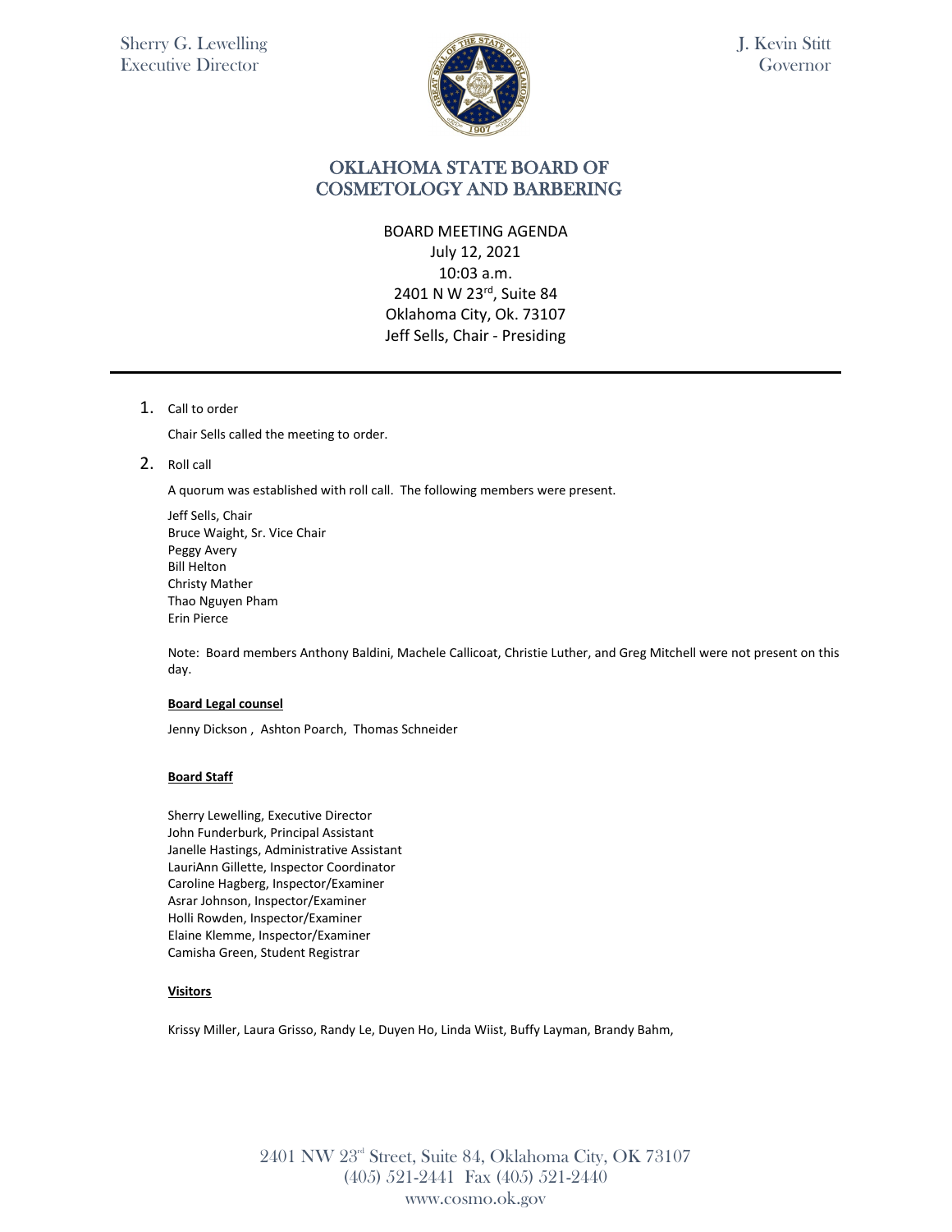Sherry G. Lewelling
Executive Director

J. Kevin Stitt
Governor

# OKLAHOMA STATE BOARD OF COSMETOLOGY AND BARBERING

BOARD MEETING AGENDA
July 12, 2021
10:03 a.m.
2401 N W 23rd, Suite 84
Oklahoma City, Ok. 73107
Jeff Sells, Chair - Presiding

---

1. Call to order

   Chair Sells called the meeting to order.

2. Roll call

   A quorum was established with roll call. The following members were present.

   Jeff Sells, Chair
   Bruce Waight, Sr. Vice Chair
   Peggy Avery
   Bill Helton
   Christy Mather
   Thao Nguyen Pham
   Erin Pierce

   Note: Board members Anthony Baldini, Machele Callicoat, Christie Luther, and Greg Mitchell were not present on this day.

   **Board Legal counsel**

   Jenny Dickson , Ashton Poarch, Thomas Schneider

   **Board Staff**

   Sherry Lewelling, Executive Director
   John Funderburk, Principal Assistant
   Janelle Hastings, Administrative Assistant
   LauriAnn Gillette, Inspector Coordinator
   Caroline Hagberg, Inspector/Examiner
   Asrar Johnson, Inspector/Examiner
   Holli Rowden, Inspector/Examiner
   Elaine Klemme, Inspector/Examiner
   Camisha Green, Student Registrar

   **Visitors**

   Krissy Miller, Laura Grisso, Randy Le, Duyen Ho, Linda Wiist, Buffy Layman, Brandy Bahm,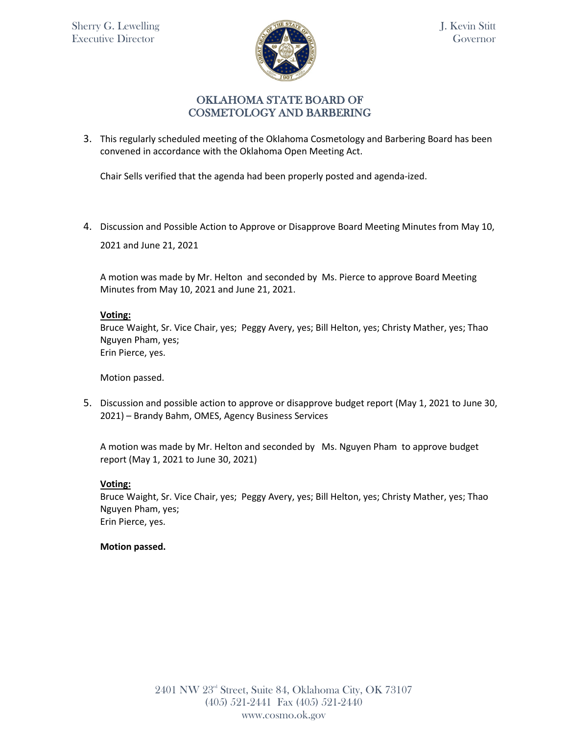3. This regularly scheduled meeting of the Oklahoma Cosmetology and Barbering Board has been convened in accordance with the Oklahoma Open Meeting Act.

   Chair Sells verified that the agenda had been properly posted and agenda-ized.

4. Discussion and Possible Action to Approve or Disapprove Board Meeting Minutes from May 10, 2021 and June 21, 2021

   A motion was made by Mr. Helton and seconded by Ms. Pierce to approve Board Meeting Minutes from May 10, 2021 and June 21, 2021.

   **Voting:**
   Bruce Waight, Sr. Vice Chair, yes; Peggy Avery, yes; Bill Helton, yes; Christy Mather, yes; Thao Nguyen Pham, yes;
   Erin Pierce, yes.

   Motion passed.

5. Discussion and possible action to approve or disapprove budget report (May 1, 2021 to June 30, 2021) – Brandy Bahm, OMES, Agency Business Services

   A motion was made by Mr. Helton and seconded by Ms. Nguyen Pham to approve budget report (May 1, 2021 to June 30, 2021)

   **Voting:**
   Bruce Waight, Sr. Vice Chair, yes; Peggy Avery, yes; Bill Helton, yes; Christy Mather, yes; Thao Nguyen Pham, yes;
   Erin Pierce, yes.

   **Motion passed.**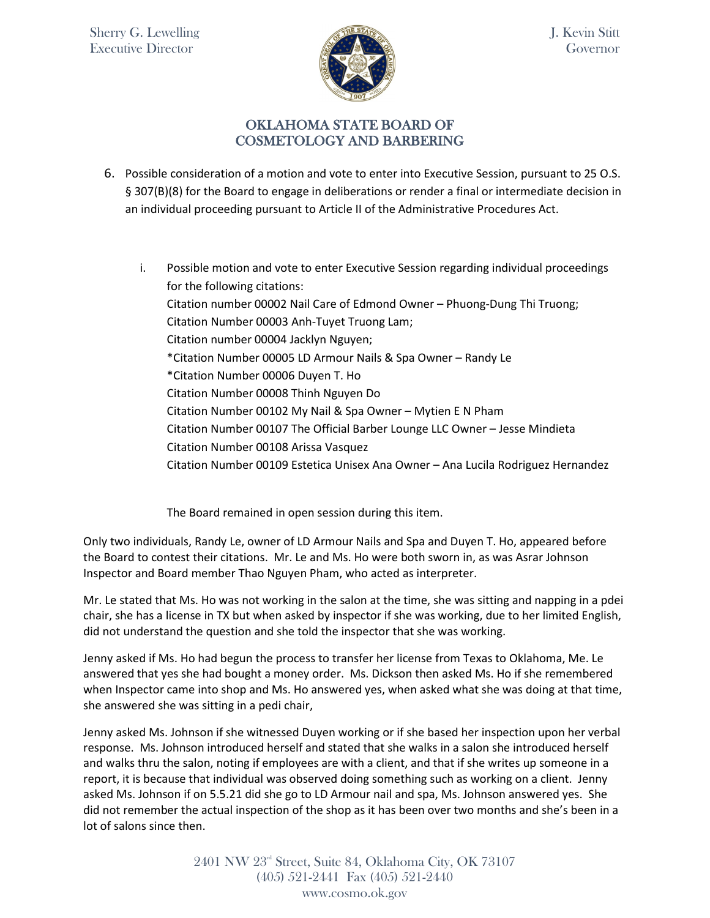6. Possible consideration of a motion and vote to enter into Executive Session, pursuant to 25 O.S. § 307(B)(8) for the Board to engage in deliberations or render a final or intermediate decision in an individual proceeding pursuant to Article II of the Administrative Procedures Act.

   i. Possible motion and vote to enter Executive Session regarding individual proceedings for the following citations:
      Citation number 00002 Nail Care of Edmond Owner – Phuong-Dung Thi Truong;
      Citation Number 00003 Anh-Tuyet Truong Lam;
      Citation number 00004 Jacklyn Nguyen;
      *Citation Number 00005 LD Armour Nails & Spa Owner – Randy Le
      *Citation Number 00006 Duyen T. Ho
      Citation Number 00008 Thinh Nguyen Do
      Citation Number 00102 My Nail & Spa Owner – Mytien E N Pham
      Citation Number 00107 The Official Barber Lounge LLC Owner – Jesse Mindieta
      Citation Number 00108 Arissa Vasquez
      Citation Number 00109 Estetica Unisex Ana Owner – Ana Lucila Rodriguez Hernandez

      The Board remained in open session during this item.

Only two individuals, Randy Le, owner of LD Armour Nails and Spa and Duyen T. Ho, appeared before the Board to contest their citations. Mr. Le and Ms. Ho were both sworn in, as was Asrar Johnson Inspector and Board member Thao Nguyen Pham, who acted as interpreter.

Mr. Le stated that Ms. Ho was not working in the salon at the time, she was sitting and napping in a pdei chair, she has a license in TX but when asked by inspector if she was working, due to her limited English, did not understand the question and she told the inspector that she was working.

Jenny asked if Ms. Ho had begun the process to transfer her license from Texas to Oklahoma, Me. Le answered that yes she had bought a money order. Ms. Dickson then asked Ms. Ho if she remembered when Inspector came into shop and Ms. Ho answered yes, when asked what she was doing at that time, she answered she was sitting in a pedi chair,

Jenny asked Ms. Johnson if she witnessed Duyen working or if she based her inspection upon her verbal response. Ms. Johnson introduced herself and stated that she walks in a salon she introduced herself and walks thru the salon, noting if employees are with a client, and that if she writes up someone in a report, it is because that individual was observed doing something such as working on a client. Jenny asked Ms. Johnson if on 5.5.21 did she go to LD Armour nail and spa, Ms. Johnson answered yes. She did not remember the actual inspection of the shop as it has been over two months and she's been in a lot of salons since then.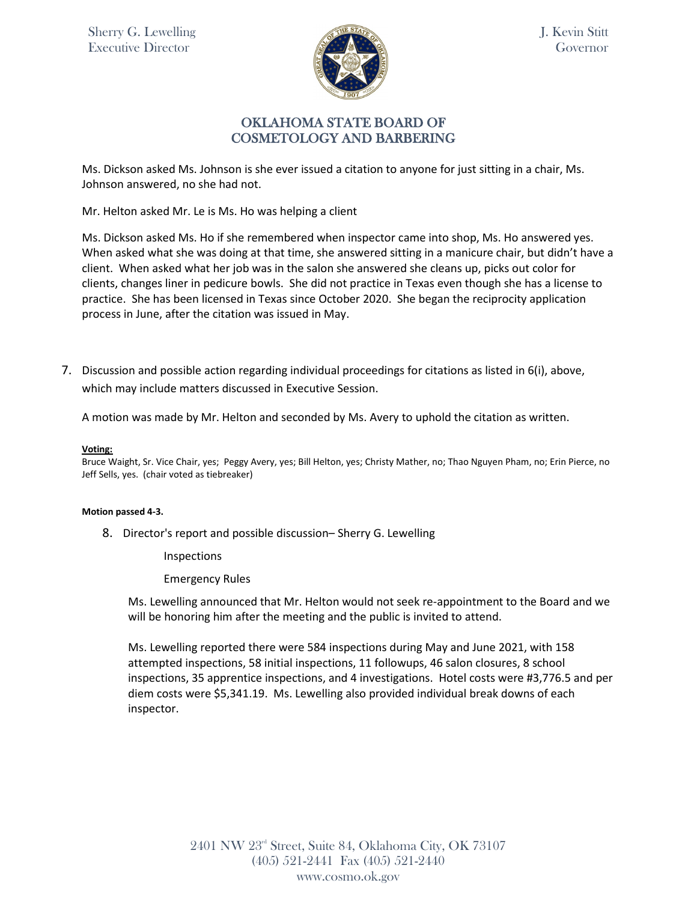Ms. Dickson asked Ms. Johnson is she ever issued a citation to anyone for just sitting in a chair, Ms. Johnson answered, no she had not.

Mr. Helton asked Mr. Le is Ms. Ho was helping a client

Ms. Dickson asked Ms. Ho if she remembered when inspector came into shop, Ms. Ho answered yes. When asked what she was doing at that time, she answered sitting in a manicure chair, but didn't have a client. When asked what her job was in the salon she answered she cleans up, picks out color for clients, changes liner in pedicure bowls. She did not practice in Texas even though she has a license to practice. She has been licensed in Texas since October 2020. She began the reciprocity application process in June, after the citation was issued in May.

7. Discussion and possible action regarding individual proceedings for citations as listed in 6(i), above, which may include matters discussed in Executive Session.

A motion was made by Mr. Helton and seconded by Ms. Avery to uphold the citation as written.

**Voting:**

Bruce Waight, Sr. Vice Chair, yes; Peggy Avery, yes; Bill Helton, yes; Christy Mather, no; Thao Nguyen Pham, no; Erin Pierce, no Jeff Sells, yes. (chair voted as tiebreaker)

**Motion passed 4-3.**

8. Director's report and possible discussion– Sherry G. Lewelling

   Inspections

   Emergency Rules

   Ms. Lewelling announced that Mr. Helton would not seek re-appointment to the Board and we will be honoring him after the meeting and the public is invited to attend.

   Ms. Lewelling reported there were 584 inspections during May and June 2021, with 158 attempted inspections, 58 initial inspections, 11 followups, 46 salon closures, 8 school inspections, 35 apprentice inspections, and 4 investigations. Hotel costs were #3,776.5 and per diem costs were $5,341.19. Ms. Lewelling also provided individual break downs of each inspector.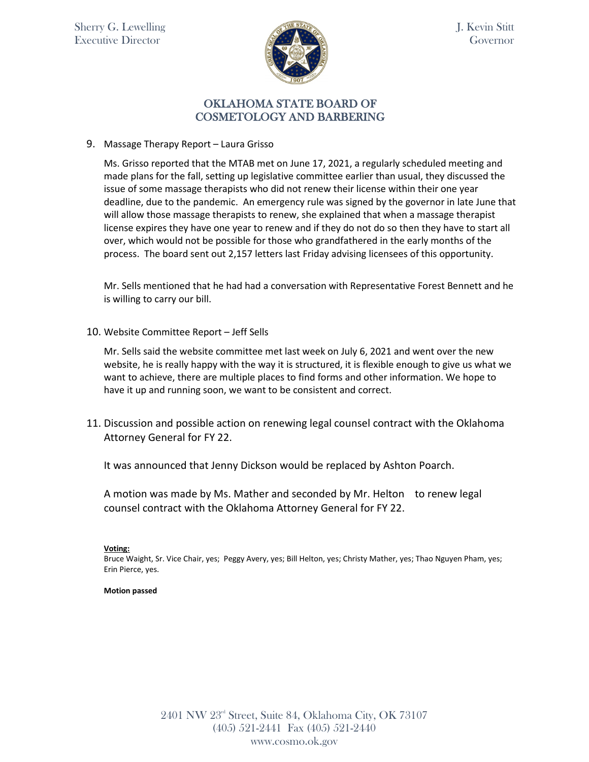9. Massage Therapy Report – Laura Grisso

   Ms. Grisso reported that the MTAB met on June 17, 2021, a regularly scheduled meeting and made plans for the fall, setting up legislative committee earlier than usual, they discussed the issue of some massage therapists who did not renew their license within their one year deadline, due to the pandemic. An emergency rule was signed by the governor in late June that will allow those massage therapists to renew, she explained that when a massage therapist license expires they have one year to renew and if they do not do so then they have to start all over, which would not be possible for those who grandfathered in the early months of the process. The board sent out 2,157 letters last Friday advising licensees of this opportunity.

   Mr. Sells mentioned that he had had a conversation with Representative Forest Bennett and he is willing to carry our bill.

10. Website Committee Report – Jeff Sells

    Mr. Sells said the website committee met last week on July 6, 2021 and went over the new website, he is really happy with the way it is structured, it is flexible enough to give us what we want to achieve, there are multiple places to find forms and other information. We hope to have it up and running soon, we want to be consistent and correct.

11. Discussion and possible action on renewing legal counsel contract with the Oklahoma Attorney General for FY 22.

    It was announced that Jenny Dickson would be replaced by Ashton Poarch.

    A motion was made by Ms. Mather and seconded by Mr. Helton to renew legal counsel contract with the Oklahoma Attorney General for FY 22.

    **Voting:**
    Bruce Waight, Sr. Vice Chair, yes; Peggy Avery, yes; Bill Helton, yes; Christy Mather, yes; Thao Nguyen Pham, yes; Erin Pierce, yes.

    **Motion passed**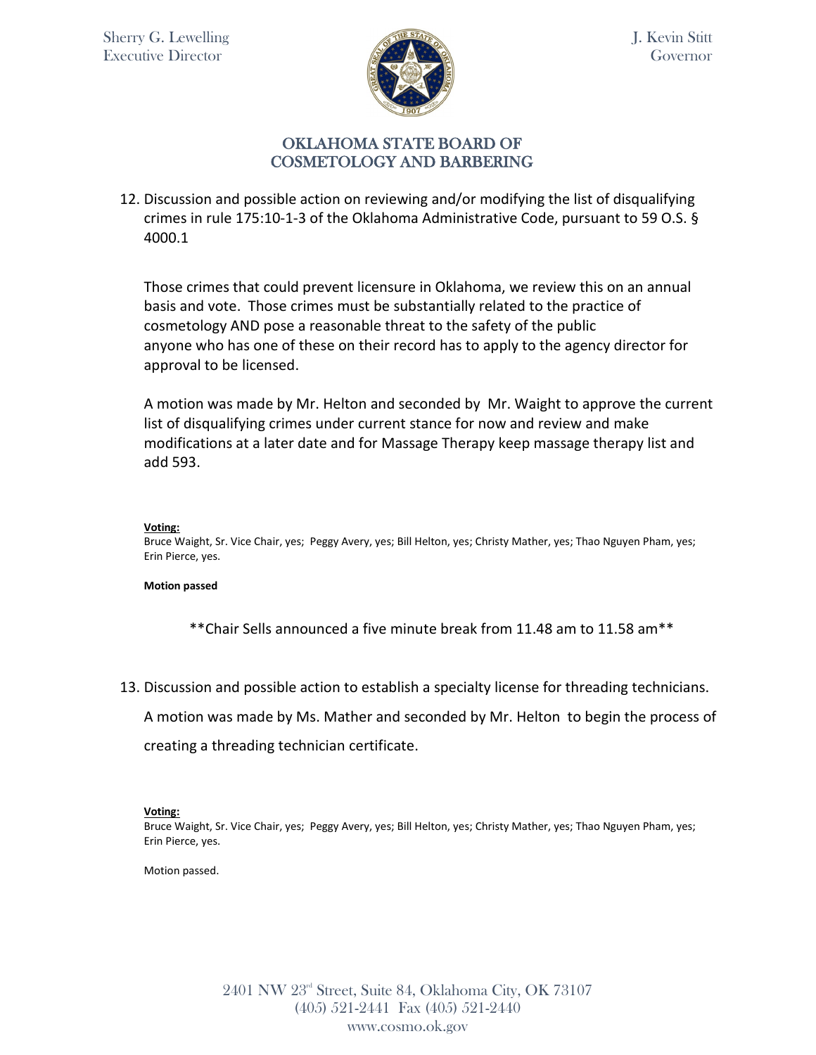12. Discussion and possible action on reviewing and/or modifying the list of disqualifying crimes in rule 175:10-1-3 of the Oklahoma Administrative Code, pursuant to 59 O.S. § 4000.1

    Those crimes that could prevent licensure in Oklahoma, we review this on an annual basis and vote. Those crimes must be substantially related to the practice of cosmetology AND pose a reasonable threat to the safety of the public anyone who has one of these on their record has to apply to the agency director for approval to be licensed.

    A motion was made by Mr. Helton and seconded by Mr. Waight to approve the current list of disqualifying crimes under current stance for now and review and make modifications at a later date and for Massage Therapy keep massage therapy list and add 593.

    **Voting:**
    Bruce Waight, Sr. Vice Chair, yes; Peggy Avery, yes; Bill Helton, yes; Christy Mather, yes; Thao Nguyen Pham, yes; Erin Pierce, yes.

    **Motion passed**

**Chair Sells announced a five minute break from 11.48 am to 11.58 am**

13. Discussion and possible action to establish a specialty license for threading technicians.

    A motion was made by Ms. Mather and seconded by Mr. Helton to begin the process of creating a threading technician certificate.

    **Voting:**
    Bruce Waight, Sr. Vice Chair, yes; Peggy Avery, yes; Bill Helton, yes; Christy Mather, yes; Thao Nguyen Pham, yes; Erin Pierce, yes.

    Motion passed.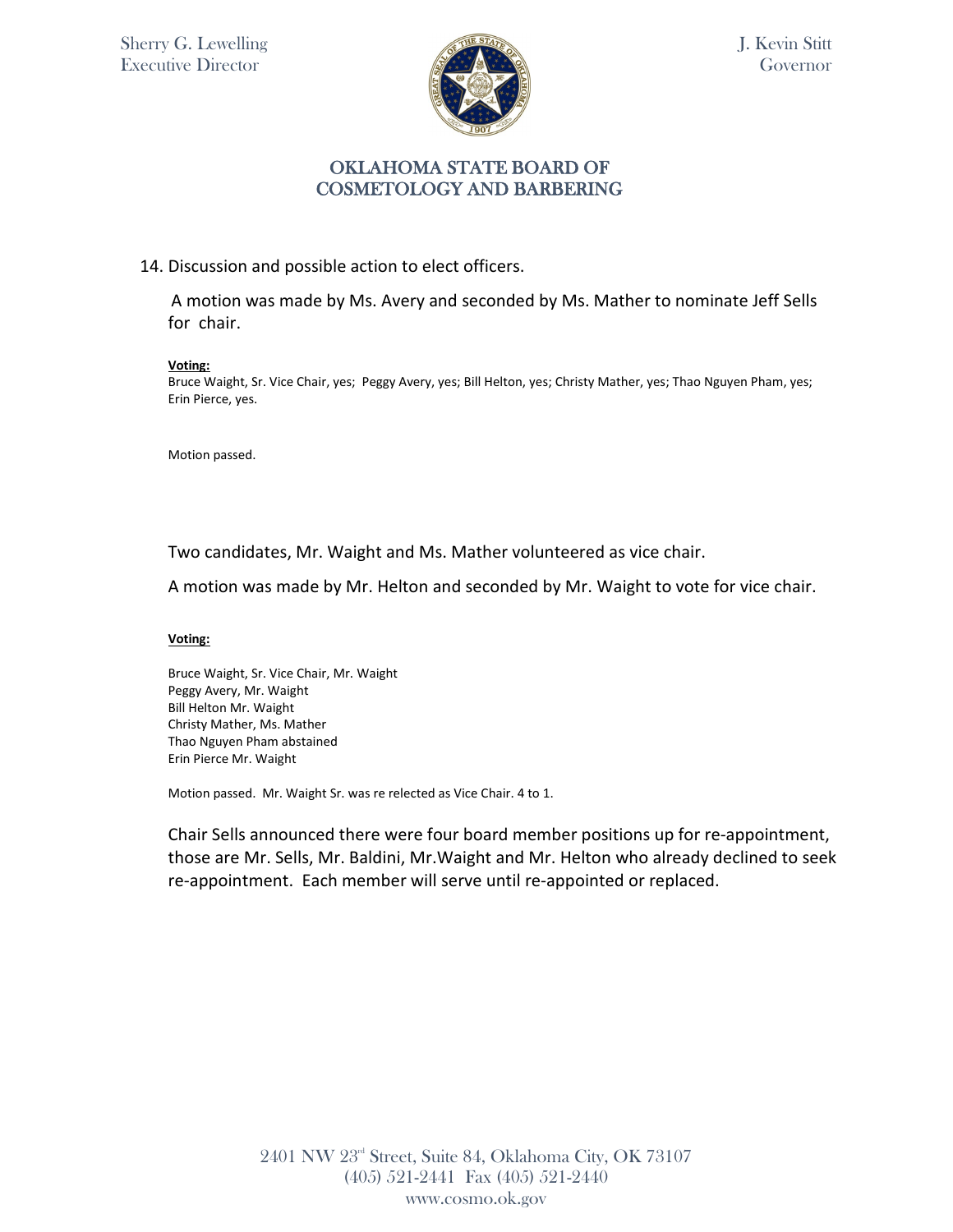14. Discussion and possible action to elect officers.

A motion was made by Ms. Avery and seconded by Ms. Mather to nominate Jeff Sells for chair.

**Voting:**
Bruce Waight, Sr. Vice Chair, yes; Peggy Avery, yes; Bill Helton, yes; Christy Mather, yes; Thao Nguyen Pham, yes; Erin Pierce, yes.

Motion passed.

Two candidates, Mr. Waight and Ms. Mather volunteered as vice chair.

A motion was made by Mr. Helton and seconded by Mr. Waight to vote for vice chair.

**Voting:**

Bruce Waight, Sr. Vice Chair, Mr. Waight
Peggy Avery, Mr. Waight
Bill Helton Mr. Waight
Christy Mather, Ms. Mather
Thao Nguyen Pham abstained
Erin Pierce Mr. Waight

Motion passed. Mr. Waight Sr. was re relected as Vice Chair. 4 to 1.

Chair Sells announced there were four board member positions up for re-appointment, those are Mr. Sells, Mr. Baldini, Mr.Waight and Mr. Helton who already declined to seek re-appointment. Each member will serve until re-appointed or replaced.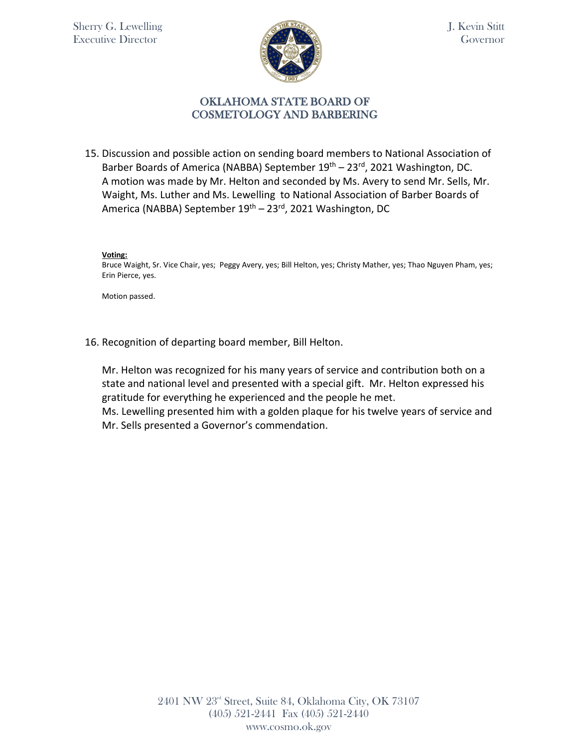15. Discussion and possible action on sending board members to National Association of Barber Boards of America (NABBA) September 19th – 23rd, 2021 Washington, DC.
    A motion was made by Mr. Helton and seconded by Ms. Avery to send Mr. Sells, Mr. Waight, Ms. Luther and Ms. Lewelling to National Association of Barber Boards of America (NABBA) September 19th – 23rd, 2021 Washington, DC

    **Voting:**
    Bruce Waight, Sr. Vice Chair, yes; Peggy Avery, yes; Bill Helton, yes; Christy Mather, yes; Thao Nguyen Pham, yes; Erin Pierce, yes.

    Motion passed.

16. Recognition of departing board member, Bill Helton.

    Mr. Helton was recognized for his many years of service and contribution both on a state and national level and presented with a special gift. Mr. Helton expressed his gratitude for everything he experienced and the people he met.
    Ms. Lewelling presented him with a golden plaque for his twelve years of service and Mr. Sells presented a Governor's commendation.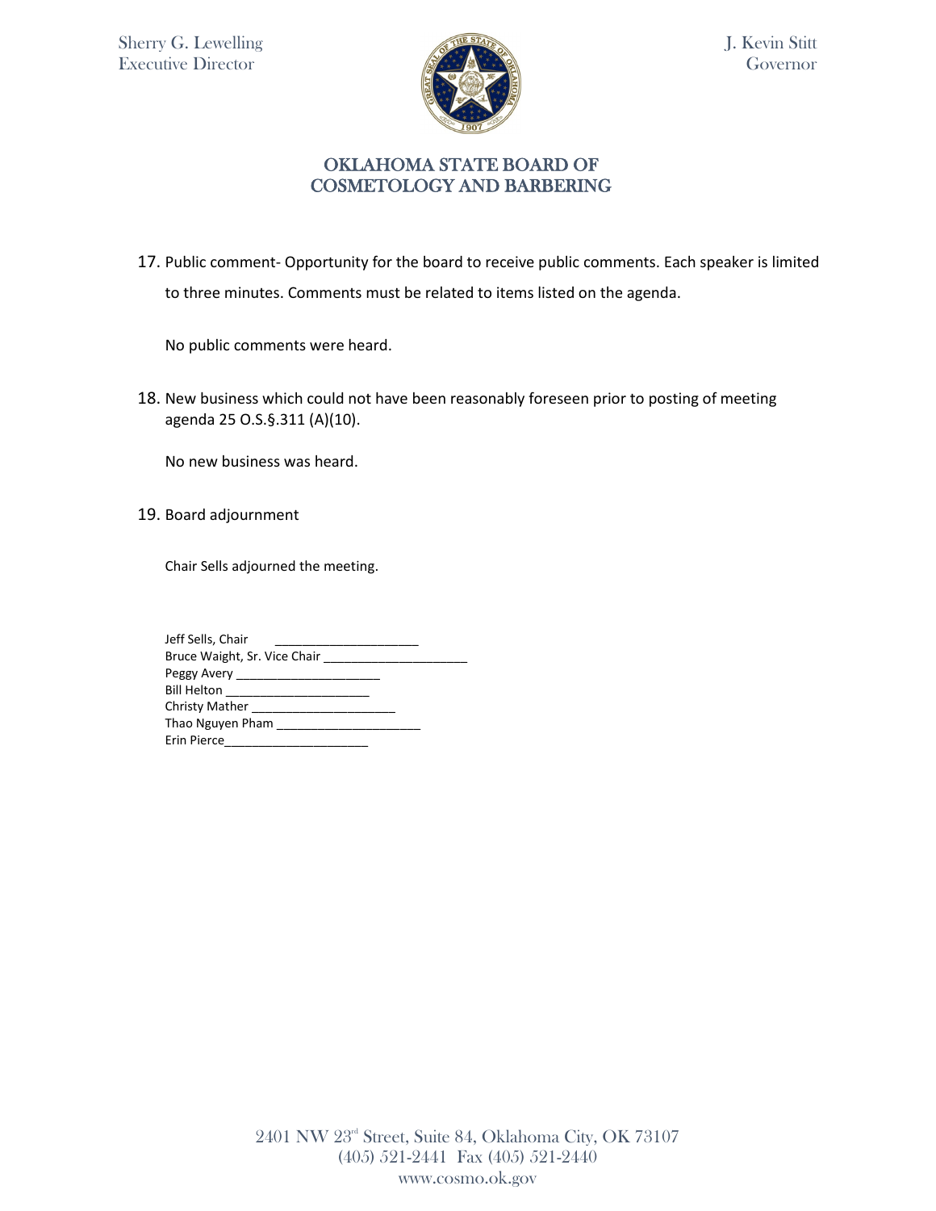17. Public comment- Opportunity for the board to receive public comments. Each speaker is limited to three minutes. Comments must be related to items listed on the agenda.

    No public comments were heard.

18. New business which could not have been reasonably foreseen prior to posting of meeting agenda 25 O.S.§.311 (A)(10).

    No new business was heard.

19. Board adjournment

    Chair Sells adjourned the meeting.

Jeff Sells, Chair ______________________
Bruce Waight, Sr. Vice Chair ______________________
Peggy Avery ______________________
Bill Helton ______________________
Christy Mather ______________________
Thao Nguyen Pham ______________________
Erin Pierce______________________